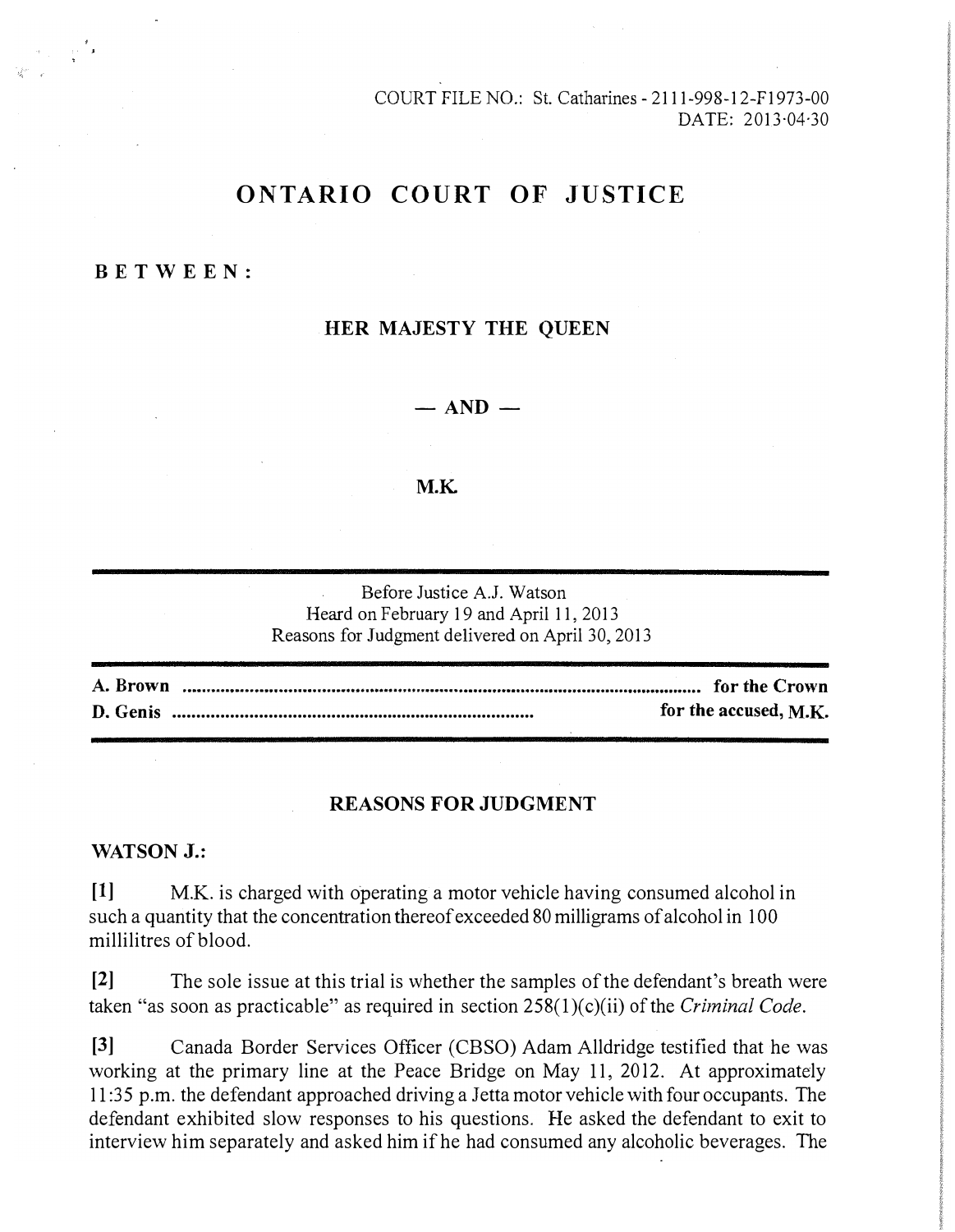COURT FILE NO.: St. Catharines - 2111-998-12-F1973-00
DATE: 2013-04-30

# ONTARIO COURT OF JUSTICE

**BETWEEN:**

**HER MAJESTY THE QUEEN**

**— AND —**

**M.K.**

Before Justice A.J. Watson
Heard on February 19 and April 11, 2013
Reasons for Judgment delivered on April 30, 2013

**A. Brown** ............................................................. **for the Crown**
**D. Genis** ............................................................. **for the accused, M.K.**

## REASONS FOR JUDGMENT

**WATSON J.:**

**[1]** M.K. is charged with operating a motor vehicle having consumed alcohol in such a quantity that the concentration thereof exceeded 80 milligrams of alcohol in 100 millilitres of blood.

**[2]** The sole issue at this trial is whether the samples of the defendant's breath were taken "as soon as practicable" as required in section 258(1)(c)(ii) of the *Criminal Code*.

**[3]** Canada Border Services Officer (CBSO) Adam Alldridge testified that he was working at the primary line at the Peace Bridge on May 11, 2012. At approximately 11:35 p.m. the defendant approached driving a Jetta motor vehicle with four occupants. The defendant exhibited slow responses to his questions. He asked the defendant to exit to interview him separately and asked him if he had consumed any alcoholic beverages. The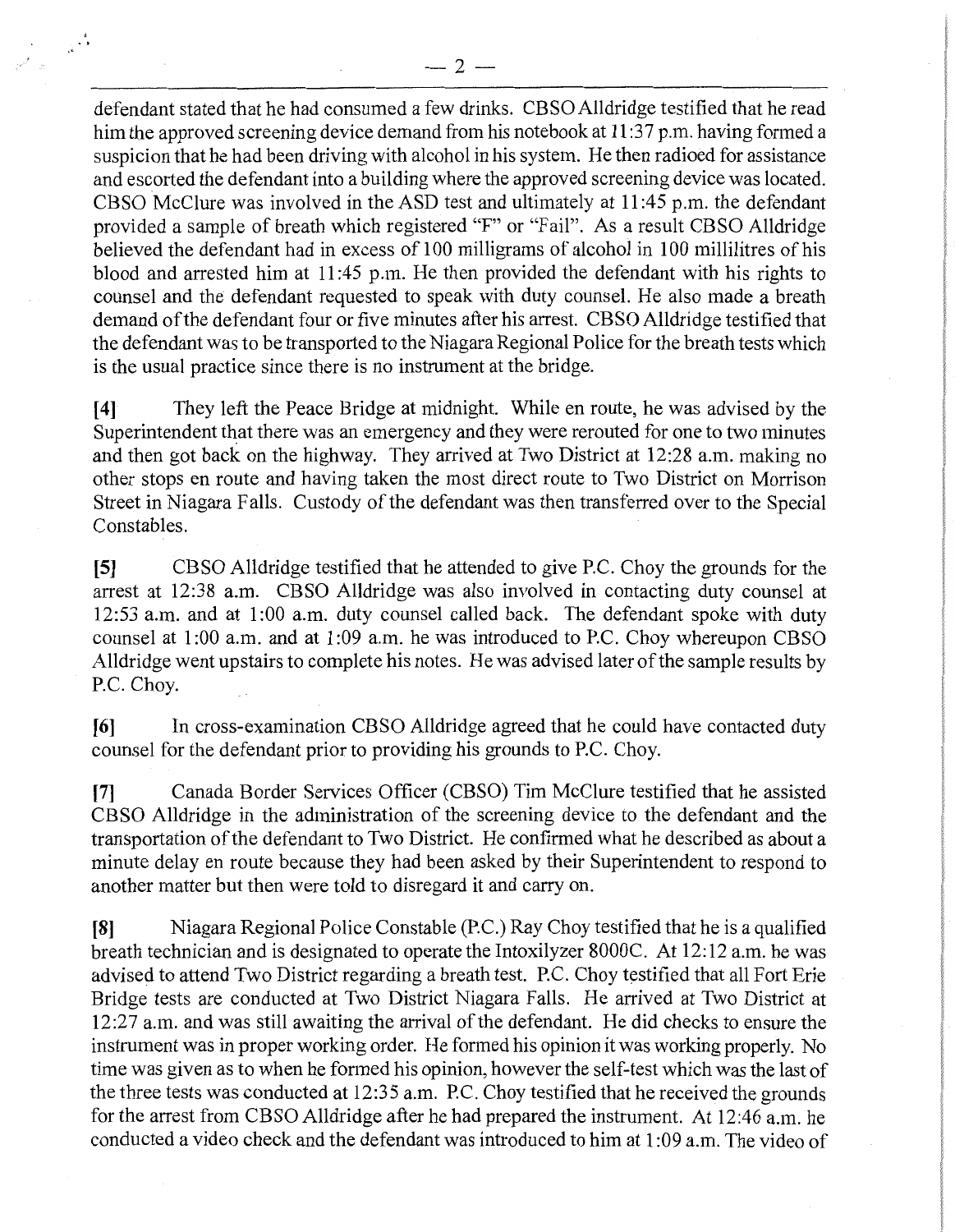defendant stated that he had consumed a few drinks. CBSO Alldridge testified that he read him the approved screening device demand from his notebook at 11:37 p.m. having formed a suspicion that he had been driving with alcohol in his system. He then radioed for assistance and escorted the defendant into a building where the approved screening device was located. CBSO McClure was involved in the ASD test and ultimately at 11:45 p.m. the defendant provided a sample of breath which registered "F" or "Fail". As a result CBSO Alldridge believed the defendant had in excess of 100 milligrams of alcohol in 100 millilitres of his blood and arrested him at 11:45 p.m. He then provided the defendant with his rights to counsel and the defendant requested to speak with duty counsel. He also made a breath demand of the defendant four or five minutes after his arrest. CBSO Alldridge testified that the defendant was to be transported to the Niagara Regional Police for the breath tests which is the usual practice since there is no instrument at the bridge.

**[4]** They left the Peace Bridge at midnight. While en route, he was advised by the Superintendent that there was an emergency and they were rerouted for one to two minutes and then got back on the highway. They arrived at Two District at 12:28 a.m. making no other stops en route and having taken the most direct route to Two District on Morrison Street in Niagara Falls. Custody of the defendant was then transferred over to the Special Constables.

**[5]** CBSO Alldridge testified that he attended to give P.C. Choy the grounds for the arrest at 12:38 a.m. CBSO Alldridge was also involved in contacting duty counsel at 12:53 a.m. and at 1:00 a.m. duty counsel called back. The defendant spoke with duty counsel at 1:00 a.m. and at 1:09 a.m. he was introduced to P.C. Choy whereupon CBSO Alldridge went upstairs to complete his notes. He was advised later of the sample results by P.C. Choy.

**[6]** In cross-examination CBSO Alldridge agreed that he could have contacted duty counsel for the defendant prior to providing his grounds to P.C. Choy.

**[7]** Canada Border Services Officer (CBSO) Tim McClure testified that he assisted CBSO Alldridge in the administration of the screening device to the defendant and the transportation of the defendant to Two District. He confirmed what he described as about a minute delay en route because they had been asked by their Superintendent to respond to another matter but then were told to disregard it and carry on.

**[8]** Niagara Regional Police Constable (P.C.) Ray Choy testified that he is a qualified breath technician and is designated to operate the Intoxilyzer 8000C. At 12:12 a.m. he was advised to attend Two District regarding a breath test. P.C. Choy testified that all Fort Erie Bridge tests are conducted at Two District Niagara Falls. He arrived at Two District at 12:27 a.m. and was still awaiting the arrival of the defendant. He did checks to ensure the instrument was in proper working order. He formed his opinion it was working properly. No time was given as to when he formed his opinion, however the self-test which was the last of the three tests was conducted at 12:35 a.m. P.C. Choy testified that he received the grounds for the arrest from CBSO Alldridge after he had prepared the instrument. At 12:46 a.m. he conducted a video check and the defendant was introduced to him at 1:09 a.m. The video of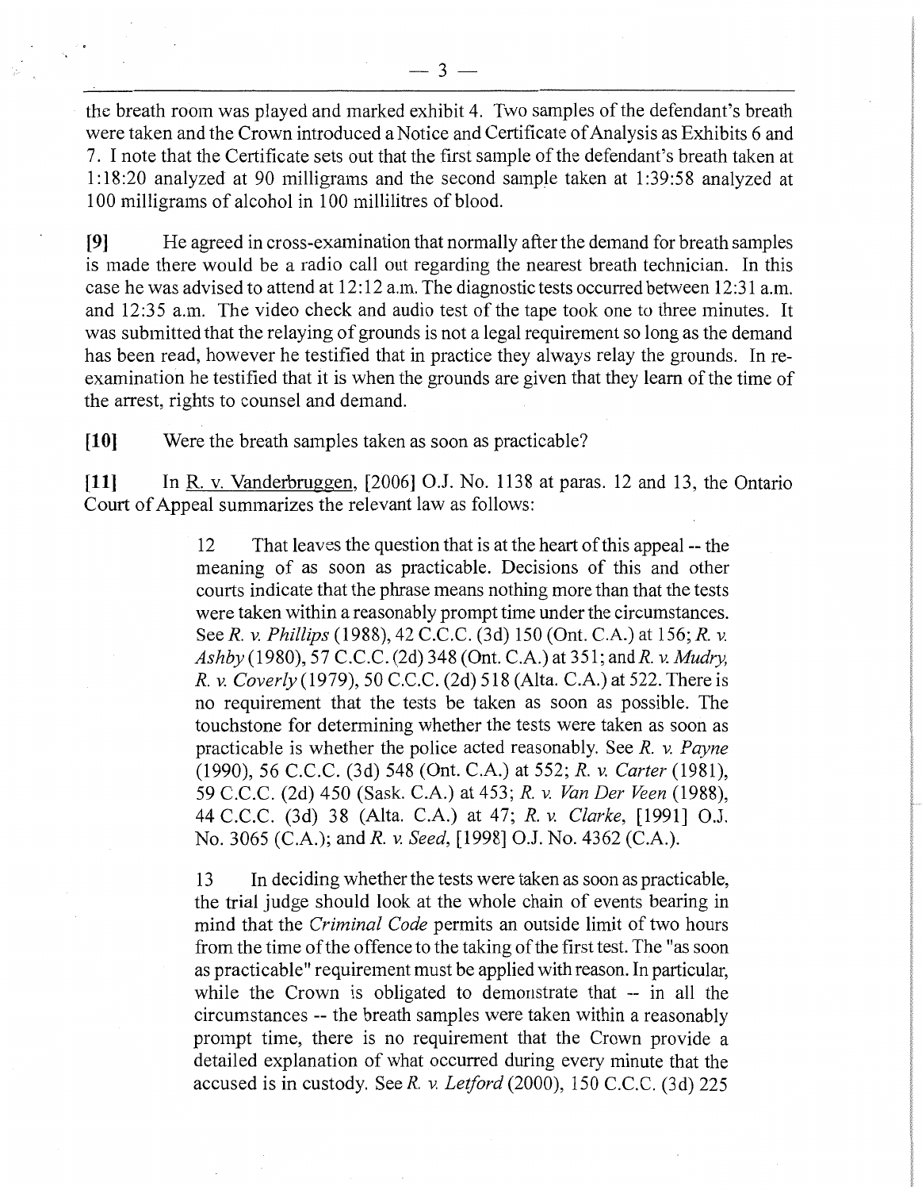the breath room was played and marked exhibit 4. Two samples of the defendant's breath were taken and the Crown introduced a Notice and Certificate of Analysis as Exhibits 6 and 7. I note that the Certificate sets out that the first sample of the defendant's breath taken at 1:18:20 analyzed at 90 milligrams and the second sample taken at 1:39:58 analyzed at 100 milligrams of alcohol in 100 millilitres of blood.

**[9]** He agreed in cross-examination that normally after the demand for breath samples is made there would be a radio call out regarding the nearest breath technician. In this case he was advised to attend at 12:12 a.m. The diagnostic tests occurred between 12:31 a.m. and 12:35 a.m. The video check and audio test of the tape took one to three minutes. It was submitted that the relaying of grounds is not a legal requirement so long as the demand has been read, however he testified that in practice they always relay the grounds. In re-examination he testified that it is when the grounds are given that they learn of the time of the arrest, rights to counsel and demand.

**[10]** Were the breath samples taken as soon as practicable?

**[11]** In R. v. Vanderbruggen, [2006] O.J. No. 1138 at paras. 12 and 13, the Ontario Court of Appeal summarizes the relevant law as follows:

> 12 That leaves the question that is at the heart of this appeal -- the meaning of as soon as practicable. Decisions of this and other courts indicate that the phrase means nothing more than that the tests were taken within a reasonably prompt time under the circumstances. See *R. v. Phillips* (1988), 42 C.C.C. (3d) 150 (Ont. C.A.) at 156; *R. v. Ashby* (1980), 57 C.C.C. (2d) 348 (Ont. C.A.) at 351; and *R. v. Mudry, R. v. Coverly* (1979), 50 C.C.C. (2d) 518 (Alta. C.A.) at 522. There is no requirement that the tests be taken as soon as possible. The touchstone for determining whether the tests were taken as soon as practicable is whether the police acted reasonably. See *R. v. Payne* (1990), 56 C.C.C. (3d) 548 (Ont. C.A.) at 552; *R. v. Carter* (1981), 59 C.C.C. (2d) 450 (Sask. C.A.) at 453; *R. v. Van Der Veen* (1988), 44 C.C.C. (3d) 38 (Alta. C.A.) at 47; *R. v. Clarke*, [1991] O.J. No. 3065 (C.A.); and *R. v. Seed*, [1998] O.J. No. 4362 (C.A.).
>
> 13 In deciding whether the tests were taken as soon as practicable, the trial judge should look at the whole chain of events bearing in mind that the *Criminal Code* permits an outside limit of two hours from the time of the offence to the taking of the first test. The "as soon as practicable" requirement must be applied with reason. In particular, while the Crown is obligated to demonstrate that -- in all the circumstances -- the breath samples were taken within a reasonably prompt time, there is no requirement that the Crown provide a detailed explanation of what occurred during every minute that the accused is in custody. See *R. v. Letford* (2000), 150 C.C.C. (3d) 225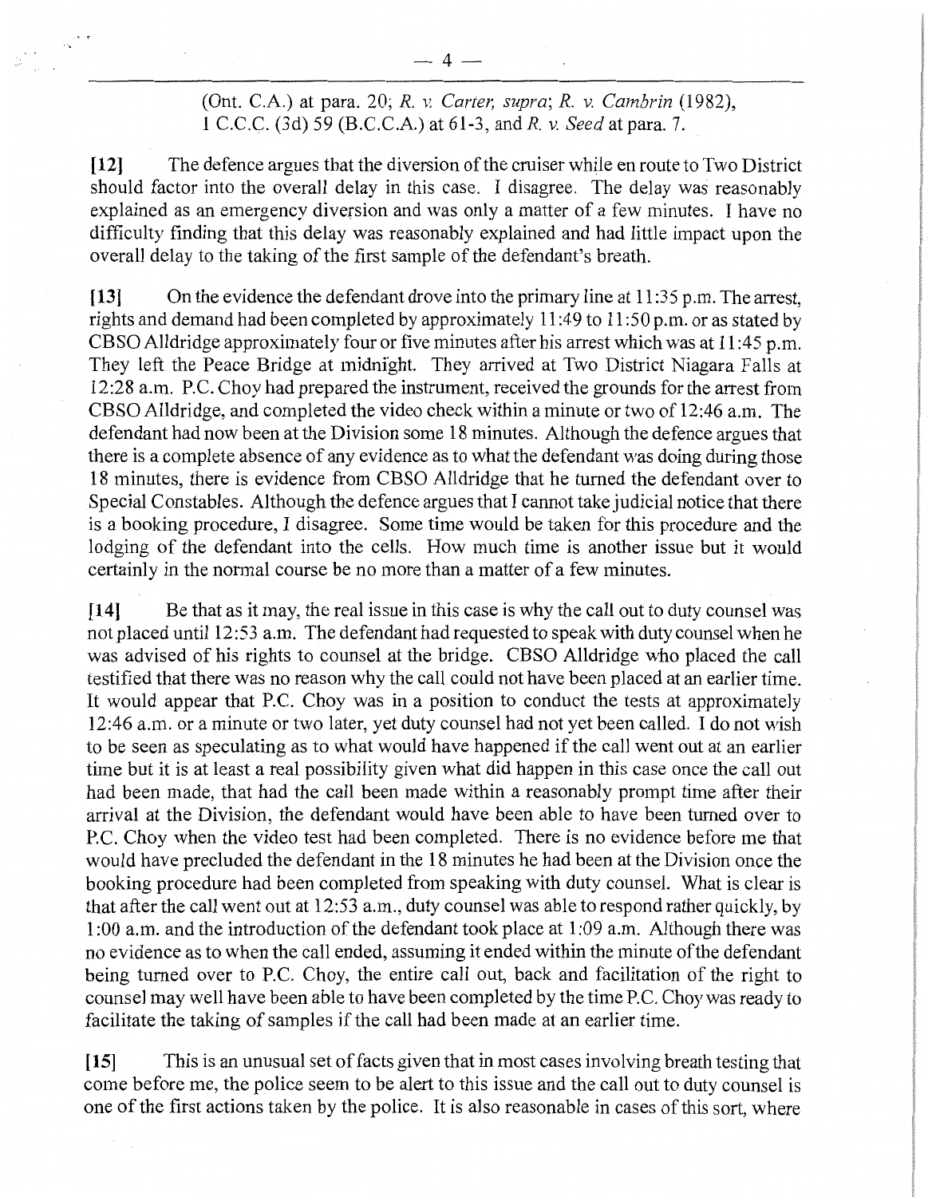(Ont. C.A.) at para. 20; *R. v. Carter, supra*; *R. v. Cambrin* (1982), 1 C.C.C. (3d) 59 (B.C.C.A.) at 61-3, and *R. v. Seed* at para. 7.

**[12]** The defence argues that the diversion of the cruiser while en route to Two District should factor into the overall delay in this case. I disagree. The delay was reasonably explained as an emergency diversion and was only a matter of a few minutes. I have no difficulty finding that this delay was reasonably explained and had little impact upon the overall delay to the taking of the first sample of the defendant's breath.

**[13]** On the evidence the defendant drove into the primary line at 11:35 p.m. The arrest, rights and demand had been completed by approximately 11:49 to 11:50 p.m. or as stated by CBSO Alldridge approximately four or five minutes after his arrest which was at 11:45 p.m. They left the Peace Bridge at midnight. They arrived at Two District Niagara Falls at 12:28 a.m. P.C. Choy had prepared the instrument, received the grounds for the arrest from CBSO Alldridge, and completed the video check within a minute or two of 12:46 a.m. The defendant had now been at the Division some 18 minutes. Although the defence argues that there is a complete absence of any evidence as to what the defendant was doing during those 18 minutes, there is evidence from CBSO Alldridge that he turned the defendant over to Special Constables. Although the defence argues that I cannot take judicial notice that there is a booking procedure, I disagree. Some time would be taken for this procedure and the lodging of the defendant into the cells. How much time is another issue but it would certainly in the normal course be no more than a matter of a few minutes.

**[14]** Be that as it may, the real issue in this case is why the call out to duty counsel was not placed until 12:53 a.m. The defendant had requested to speak with duty counsel when he was advised of his rights to counsel at the bridge. CBSO Alldridge who placed the call testified that there was no reason why the call could not have been placed at an earlier time. It would appear that P.C. Choy was in a position to conduct the tests at approximately 12:46 a.m. or a minute or two later, yet duty counsel had not yet been called. I do not wish to be seen as speculating as to what would have happened if the call went out at an earlier time but it is at least a real possibility given what did happen in this case once the call out had been made, that had the call been made within a reasonably prompt time after their arrival at the Division, the defendant would have been able to have been turned over to P.C. Choy when the video test had been completed. There is no evidence before me that would have precluded the defendant in the 18 minutes he had been at the Division once the booking procedure had been completed from speaking with duty counsel. What is clear is that after the call went out at 12:53 a.m., duty counsel was able to respond rather quickly, by 1:00 a.m. and the introduction of the defendant took place at 1:09 a.m. Although there was no evidence as to when the call ended, assuming it ended within the minute of the defendant being turned over to P.C. Choy, the entire call out, back and facilitation of the right to counsel may well have been able to have been completed by the time P.C. Choy was ready to facilitate the taking of samples if the call had been made at an earlier time.

**[15]** This is an unusual set of facts given that in most cases involving breath testing that come before me, the police seem to be alert to this issue and the call out to duty counsel is one of the first actions taken by the police. It is also reasonable in cases of this sort, where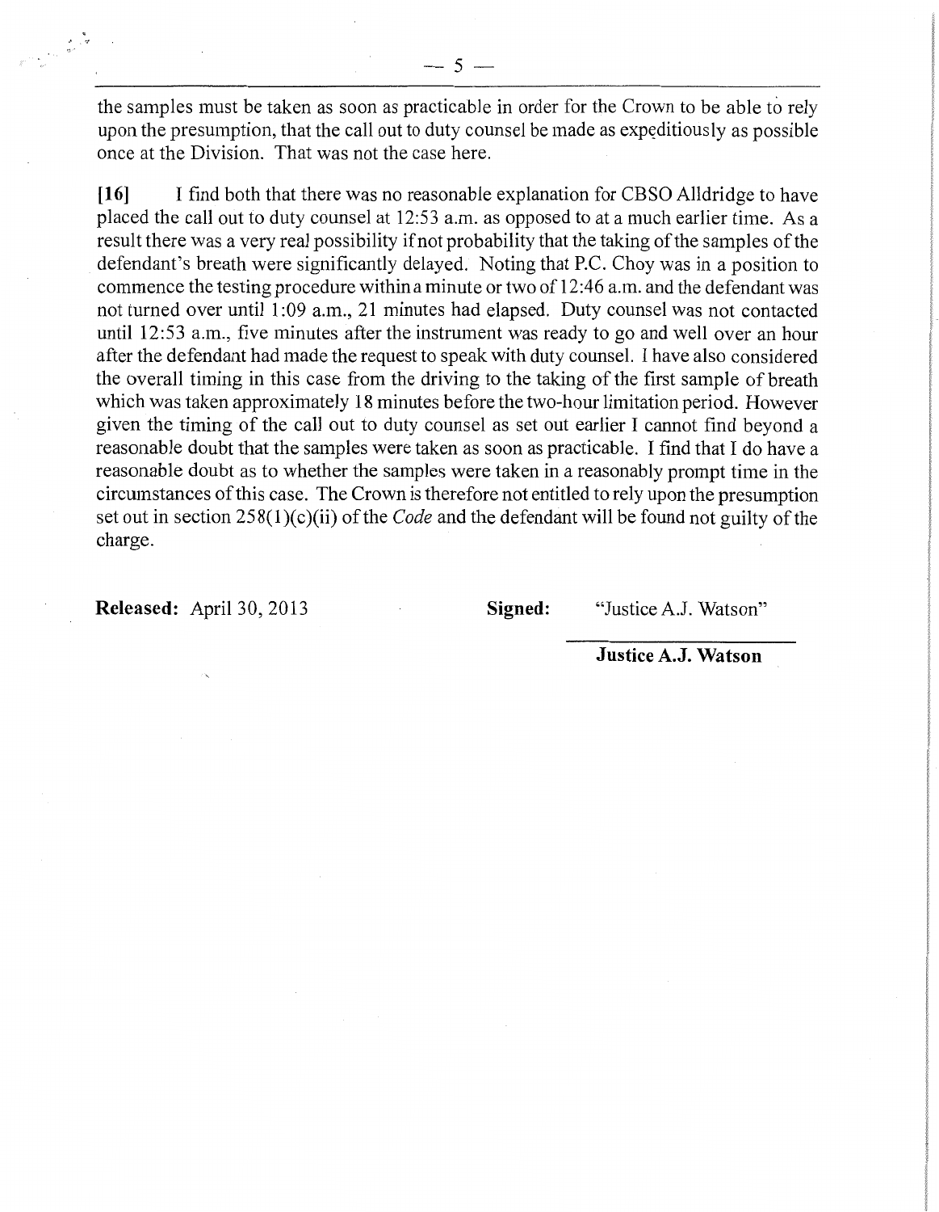the samples must be taken as soon as practicable in order for the Crown to be able to rely upon the presumption, that the call out to duty counsel be made as expeditiously as possible once at the Division. That was not the case here.

**[16]** I find both that there was no reasonable explanation for CBSO Alldridge to have placed the call out to duty counsel at 12:53 a.m. as opposed to at a much earlier time. As a result there was a very real possibility if not probability that the taking of the samples of the defendant's breath were significantly delayed. Noting that P.C. Choy was in a position to commence the testing procedure within a minute or two of 12:46 a.m. and the defendant was not turned over until 1:09 a.m., 21 minutes had elapsed. Duty counsel was not contacted until 12:53 a.m., five minutes after the instrument was ready to go and well over an hour after the defendant had made the request to speak with duty counsel. I have also considered the overall timing in this case from the driving to the taking of the first sample of breath which was taken approximately 18 minutes before the two-hour limitation period. However given the timing of the call out to duty counsel as set out earlier I cannot find beyond a reasonable doubt that the samples were taken as soon as practicable. I find that I do have a reasonable doubt as to whether the samples were taken in a reasonably prompt time in the circumstances of this case. The Crown is therefore not entitled to rely upon the presumption set out in section 258(1)(c)(ii) of the *Code* and the defendant will be found not guilty of the charge.

**Released:** April 30, 2013 **Signed:** "Justice A.J. Watson"

**Justice A.J. Watson**